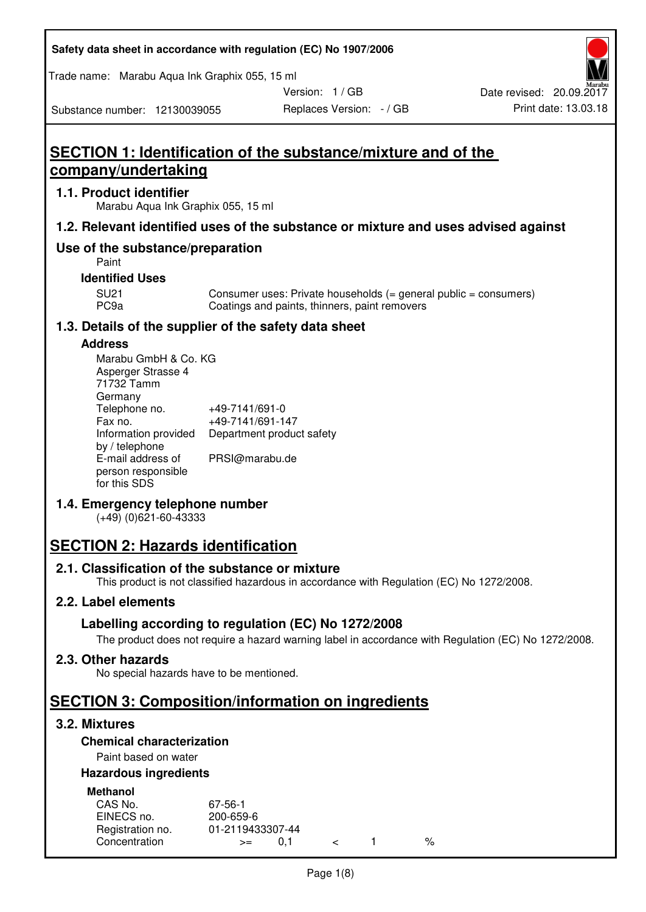# SECTION 1: Identification of the substance/mixture and of the company/undertaking

## 1.1. Product identifier

Marabu Aqua Ink Graphix 055, 15 ml

## 1.2. Relevant identified uses of the substance or mixture and uses advised against

### Use of the substance/preparation

Paint

**Identified Uses**

| | |
|---|---|
| SU21 | Consumer uses: Private households (= general public = consumers) |
| PC9a | Coatings and paints, thinners, paint removers |

## 1.3. Details of the supplier of the safety data sheet

**Address**

Marabu GmbH & Co. KG
Asperger Strasse 4
71732 Tamm
Germany

| | |
|---|---|
| Telephone no. | +49-7141/691-0 |
| Fax no. | +49-7141/691-147 |
| Information provided by / telephone | Department product safety |
| E-mail address of person responsible for this SDS | PRSI@marabu.de |

## 1.4. Emergency telephone number

(+49) (0)621-60-43333

# SECTION 2: Hazards identification

## 2.1. Classification of the substance or mixture

This product is not classified hazardous in accordance with Regulation (EC) No 1272/2008.

## 2.2. Label elements

### Labelling according to regulation (EC) No 1272/2008

The product does not require a hazard warning label in accordance with Regulation (EC) No 1272/2008.

## 2.3. Other hazards

No special hazards have to be mentioned.

# SECTION 3: Composition/information on ingredients

## 3.2. Mixtures

**Chemical characterization**

Paint based on water

**Hazardous ingredients**

**Methanol**

| | |
|---|---|
| CAS No. | 67-56-1 |
| EINECS no. | 200-659-6 |
| Registration no. | 01-2119433307-44 |
| Concentration | >= 0,1 < 1 % |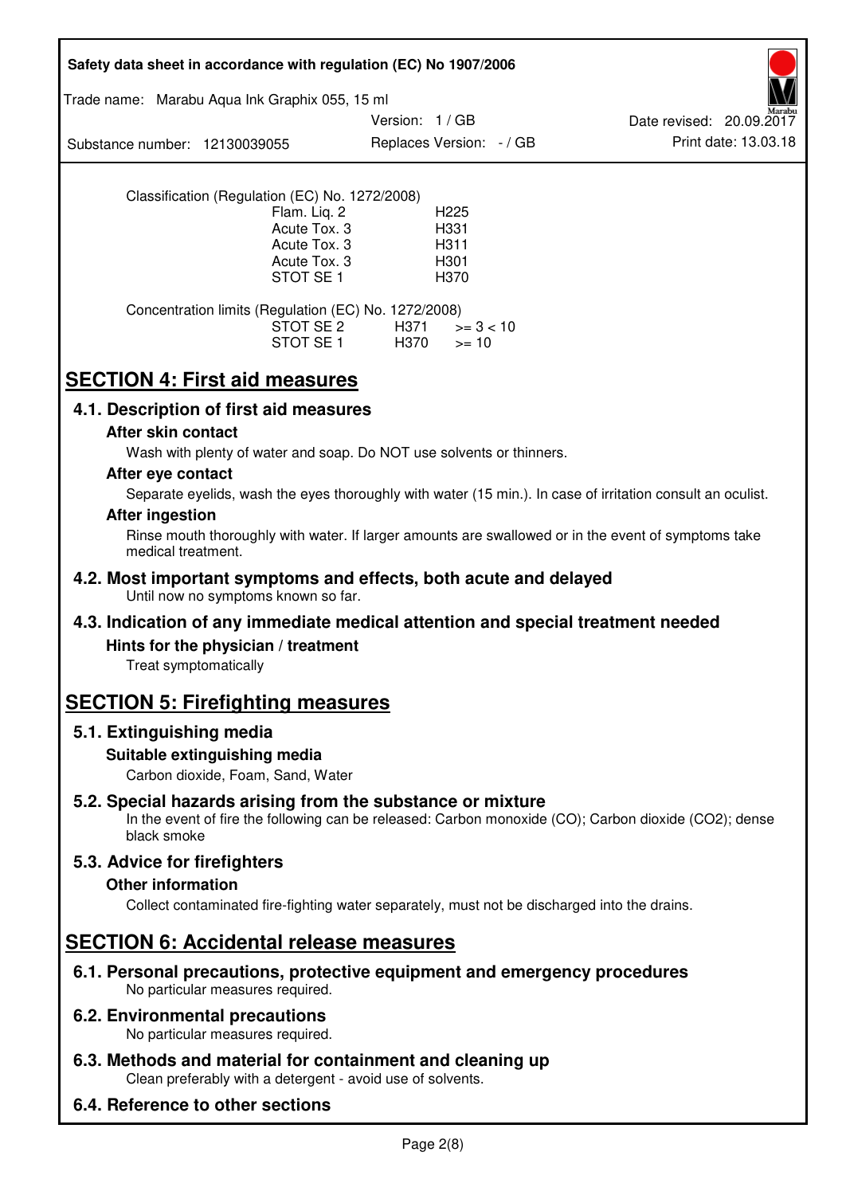Classification (Regulation (EC) No. 1272/2008)

| | |
|---|---|
| Flam. Liq. 2 | H225 |
| Acute Tox. 3 | H331 |
| Acute Tox. 3 | H311 |
| Acute Tox. 3 | H301 |
| STOT SE 1 | H370 |

Concentration limits (Regulation (EC) No. 1272/2008)

| | | |
|---|---|---|
| STOT SE 2 | H371 | >= 3 < 10 |
| STOT SE 1 | H370 | >= 10 |

# SECTION 4: First aid measures

## 4.1. Description of first aid measures

### After skin contact

Wash with plenty of water and soap. Do NOT use solvents or thinners.

### After eye contact

Separate eyelids, wash the eyes thoroughly with water (15 min.). In case of irritation consult an oculist.

### After ingestion

Rinse mouth thoroughly with water. If larger amounts are swallowed or in the event of symptoms take medical treatment.

## 4.2. Most important symptoms and effects, both acute and delayed

Until now no symptoms known so far.

## 4.3. Indication of any immediate medical attention and special treatment needed

### Hints for the physician / treatment

Treat symptomatically

# SECTION 5: Firefighting measures

## 5.1. Extinguishing media

### Suitable extinguishing media

Carbon dioxide, Foam, Sand, Water

## 5.2. Special hazards arising from the substance or mixture

In the event of fire the following can be released: Carbon monoxide (CO); Carbon dioxide ($CO_2$); dense black smoke

## 5.3. Advice for firefighters

### Other information

Collect contaminated fire-fighting water separately, must not be discharged into the drains.

# SECTION 6: Accidental release measures

## 6.1. Personal precautions, protective equipment and emergency procedures

No particular measures required.

## 6.2. Environmental precautions

No particular measures required.

## 6.3. Methods and material for containment and cleaning up

Clean preferably with a detergent - avoid use of solvents.

## 6.4. Reference to other sections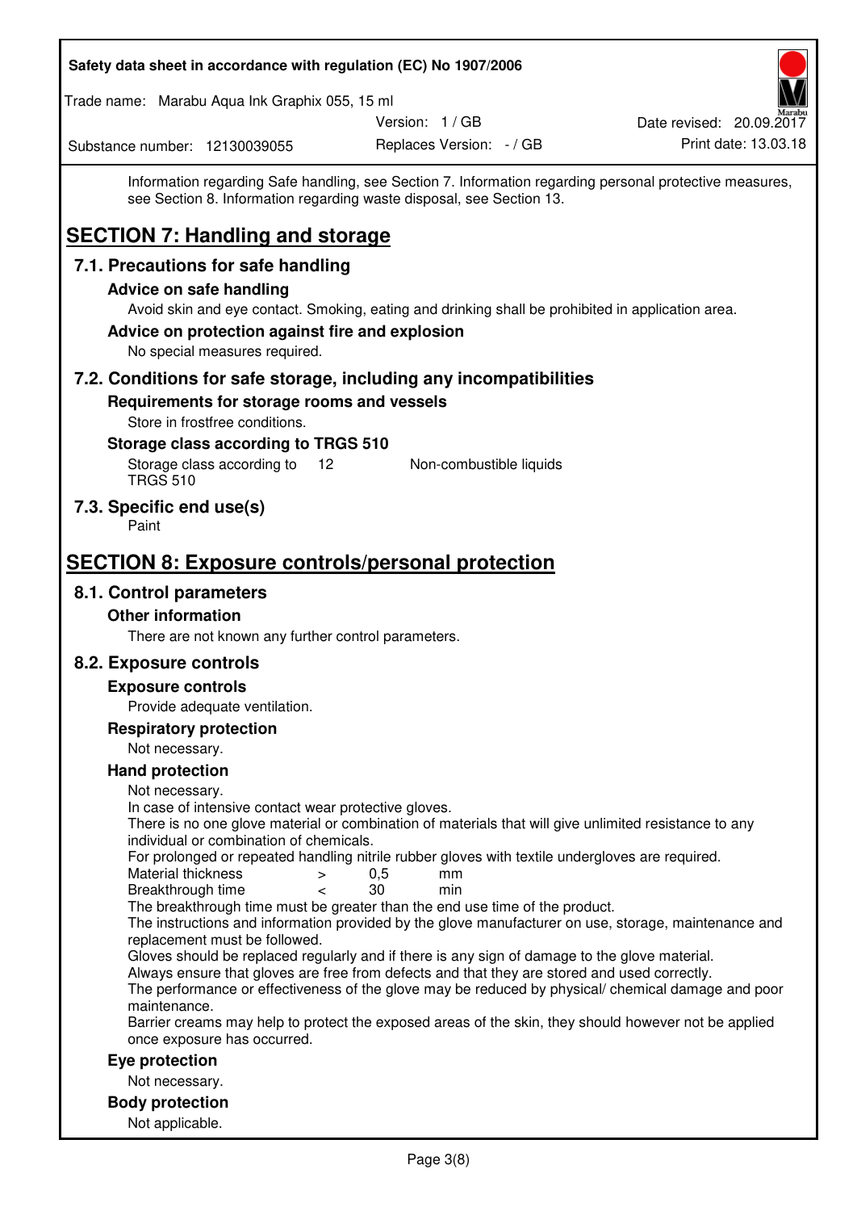Information regarding Safe handling, see Section 7. Information regarding personal protective measures, see Section 8. Information regarding waste disposal, see Section 13.

# SECTION 7: Handling and storage

## 7.1. Precautions for safe handling

### Advice on safe handling

Avoid skin and eye contact. Smoking, eating and drinking shall be prohibited in application area.

### Advice on protection against fire and explosion

No special measures required.

## 7.2. Conditions for safe storage, including any incompatibilities

### Requirements for storage rooms and vessels

Store in frostfree conditions.

### Storage class according to TRGS 510

| Storage class according to TRGS 510 | 12 | Non-combustible liquids |
|---|---|---|

## 7.3. Specific end use(s)

Paint

# SECTION 8: Exposure controls/personal protection

## 8.1. Control parameters

### Other information

There are not known any further control parameters.

## 8.2. Exposure controls

### Exposure controls

Provide adequate ventilation.

### Respiratory protection

Not necessary.

### Hand protection

Not necessary.
In case of intensive contact wear protective gloves.
There is no one glove material or combination of materials that will give unlimited resistance to any individual or combination of chemicals.
For prolonged or repeated handling nitrile rubber gloves with textile undergloves are required.

| Material thickness | > | 0,5 | mm |
|---|---|---|---|
| Breakthrough time | < | 30 | min |

The breakthrough time must be greater than the end use time of the product.
The instructions and information provided by the glove manufacturer on use, storage, maintenance and replacement must be followed.
Gloves should be replaced regularly and if there is any sign of damage to the glove material.
Always ensure that gloves are free from defects and that they are stored and used correctly.
The performance or effectiveness of the glove may be reduced by physical/ chemical damage and poor maintenance.
Barrier creams may help to protect the exposed areas of the skin, they should however not be applied once exposure has occurred.

### Eye protection

Not necessary.

### Body protection

Not applicable.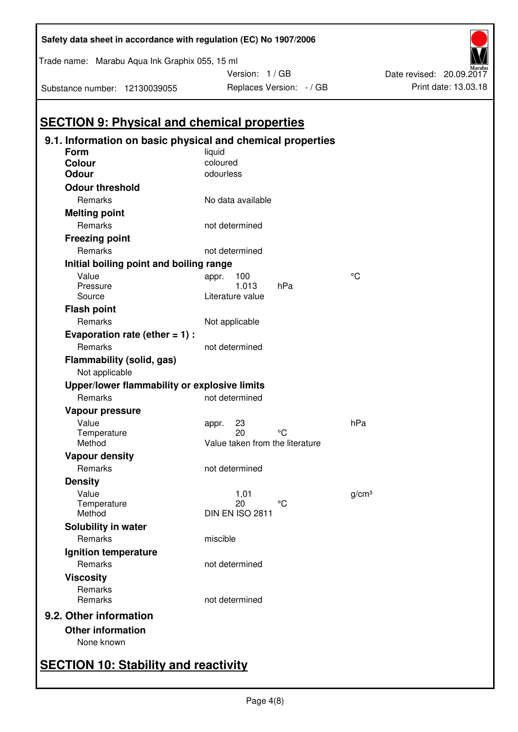## SECTION 9: Physical and chemical properties

### 9.1. Information on basic physical and chemical properties

**Form** liquid

**Colour** coloured

**Odour** odourless

**Odour threshold**

| | | | |
|---|---|---|---|
| Remarks | No data available | | |

**Melting point**

| | | | |
|---|---|---|---|
| Remarks | not determined | | |

**Freezing point**

| | | | |
|---|---|---|---|
| Remarks | not determined | | |

**Initial boiling point and boiling range**

| | | | |
|---|---|---|---|
| Value | appr. 100 | | °C |
| Pressure | 1.013 | hPa | |
| Source | Literature value | | |

**Flash point**

| | | | |
|---|---|---|---|
| Remarks | Not applicable | | |

**Evaporation rate (ether = 1) :**

| | | | |
|---|---|---|---|
| Remarks | not determined | | |

**Flammability (solid, gas)**

Not applicable

**Upper/lower flammability or explosive limits**

| | | | |
|---|---|---|---|
| Remarks | not determined | | |

**Vapour pressure**

| | | | |
|---|---|---|---|
| Value | appr. 23 | | hPa |
| Temperature | 20 | °C | |
| Method | Value taken from the literature | | |

**Vapour density**

| | | | |
|---|---|---|---|
| Remarks | not determined | | |

**Density**

| | | | |
|---|---|---|---|
| Value | 1,01 | | g/cm³ |
| Temperature | 20 | °C | |
| Method | DIN EN ISO 2811 | | |

**Solubility in water**

| | | | |
|---|---|---|---|
| Remarks | miscible | | |

**Ignition temperature**

| | | | |
|---|---|---|---|
| Remarks | not determined | | |

**Viscosity**

| | | | |
|---|---|---|---|
| Remarks | | | |
| Remarks | not determined | | |

### 9.2. Other information

**Other information**

None known

## SECTION 10: Stability and reactivity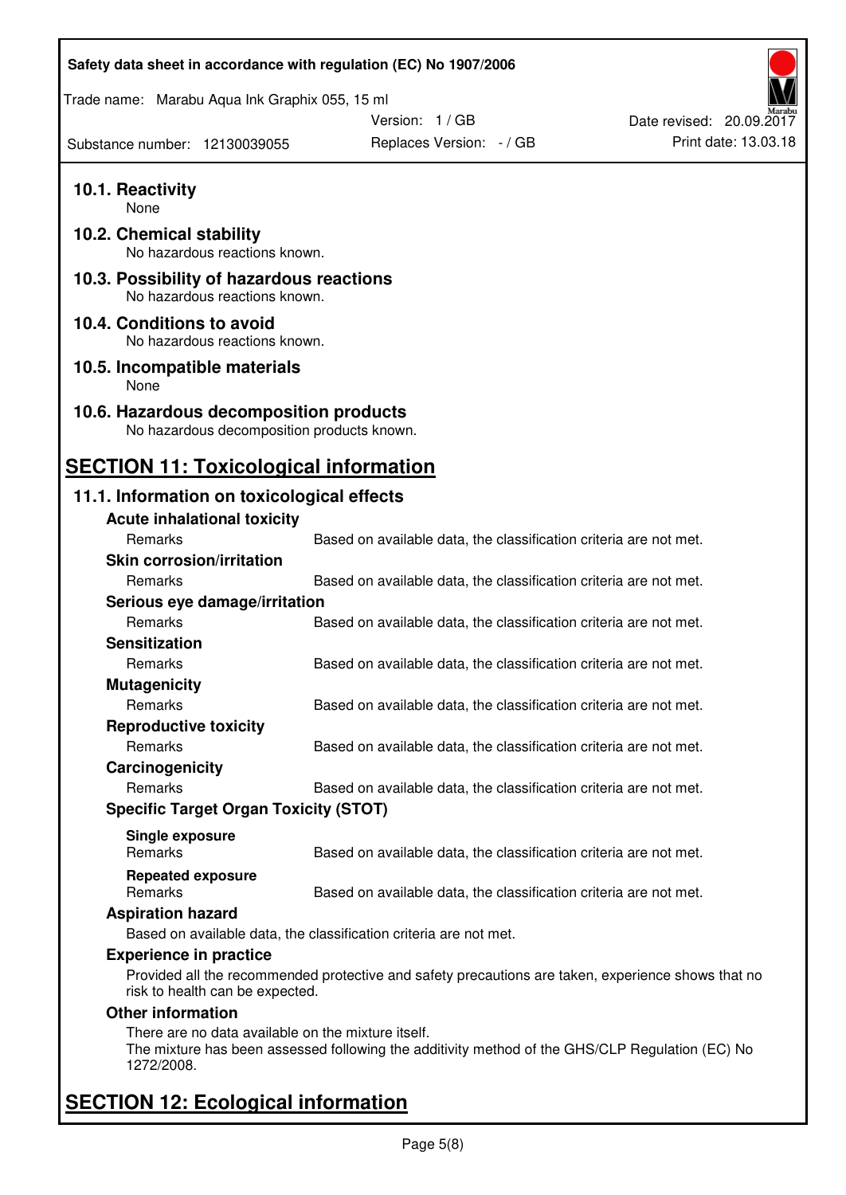### 10.1. Reactivity

None

### 10.2. Chemical stability

No hazardous reactions known.

### 10.3. Possibility of hazardous reactions

No hazardous reactions known.

### 10.4. Conditions to avoid

No hazardous reactions known.

### 10.5. Incompatible materials

None

### 10.6. Hazardous decomposition products

No hazardous decomposition products known.

## SECTION 11: Toxicological information

### 11.1. Information on toxicological effects

**Acute inhalational toxicity**

| Remarks | Based on available data, the classification criteria are not met. |
|---|---|

**Skin corrosion/irritation**

| Remarks | Based on available data, the classification criteria are not met. |
|---|---|

**Serious eye damage/irritation**

| Remarks | Based on available data, the classification criteria are not met. |
|---|---|

**Sensitization**

| Remarks | Based on available data, the classification criteria are not met. |
|---|---|

**Mutagenicity**

| Remarks | Based on available data, the classification criteria are not met. |
|---|---|

**Reproductive toxicity**

| Remarks | Based on available data, the classification criteria are not met. |
|---|---|

**Carcinogenicity**

| Remarks | Based on available data, the classification criteria are not met. |
|---|---|

**Specific Target Organ Toxicity (STOT)**

**Single exposure**

| Remarks | Based on available data, the classification criteria are not met. |
|---|---|

**Repeated exposure**

| Remarks | Based on available data, the classification criteria are not met. |
|---|---|

**Aspiration hazard**

Based on available data, the classification criteria are not met.

**Experience in practice**

Provided all the recommended protective and safety precautions are taken, experience shows that no risk to health can be expected.

**Other information**

There are no data available on the mixture itself.
The mixture has been assessed following the additivity method of the GHS/CLP Regulation (EC) No 1272/2008.

## SECTION 12: Ecological information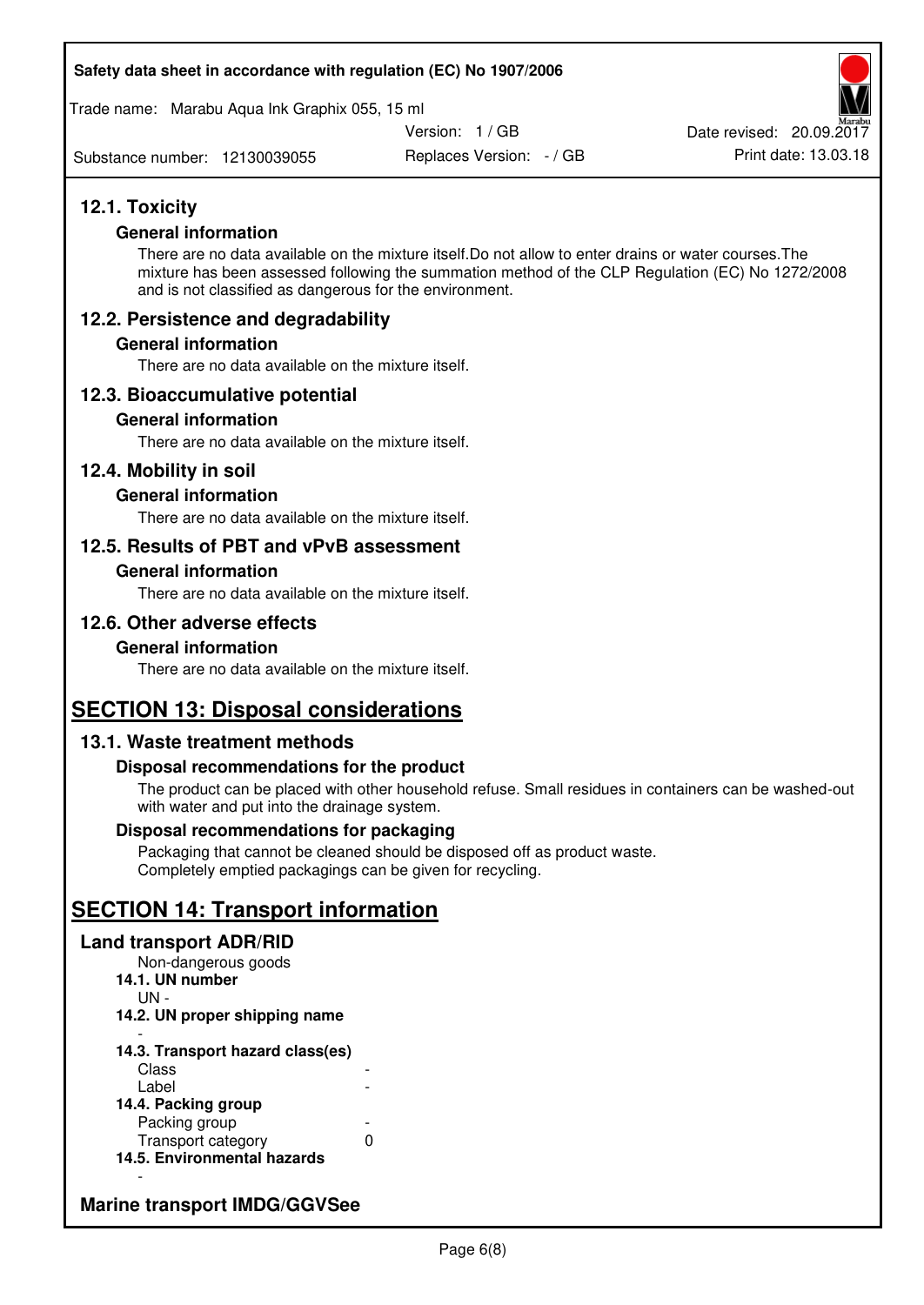## 12.1. Toxicity

### General information

There are no data available on the mixture itself.Do not allow to enter drains or water courses.The mixture has been assessed following the summation method of the CLP Regulation (EC) No 1272/2008 and is not classified as dangerous for the environment.

## 12.2. Persistence and degradability

### General information

There are no data available on the mixture itself.

## 12.3. Bioaccumulative potential

### General information

There are no data available on the mixture itself.

## 12.4. Mobility in soil

### General information

There are no data available on the mixture itself.

## 12.5. Results of PBT and vPvB assessment

### General information

There are no data available on the mixture itself.

## 12.6. Other adverse effects

### General information

There are no data available on the mixture itself.

# SECTION 13: Disposal considerations

## 13.1. Waste treatment methods

### Disposal recommendations for the product

The product can be placed with other household refuse. Small residues in containers can be washed-out with water and put into the drainage system.

### Disposal recommendations for packaging

Packaging that cannot be cleaned should be disposed off as product waste.
Completely emptied packagings can be given for recycling.

# SECTION 14: Transport information

## Land transport ADR/RID

Non-dangerous goods

**14.1. UN number**

UN -

**14.2. UN proper shipping name**

-

**14.3. Transport hazard class(es)**

| | |
|---|---|
| Class | - |
| Label | - |

**14.4. Packing group**

| | |
|---|---|
| Packing group | - |
| Transport category | 0 |

**14.5. Environmental hazards**

-

## Marine transport IMDG/GGVSee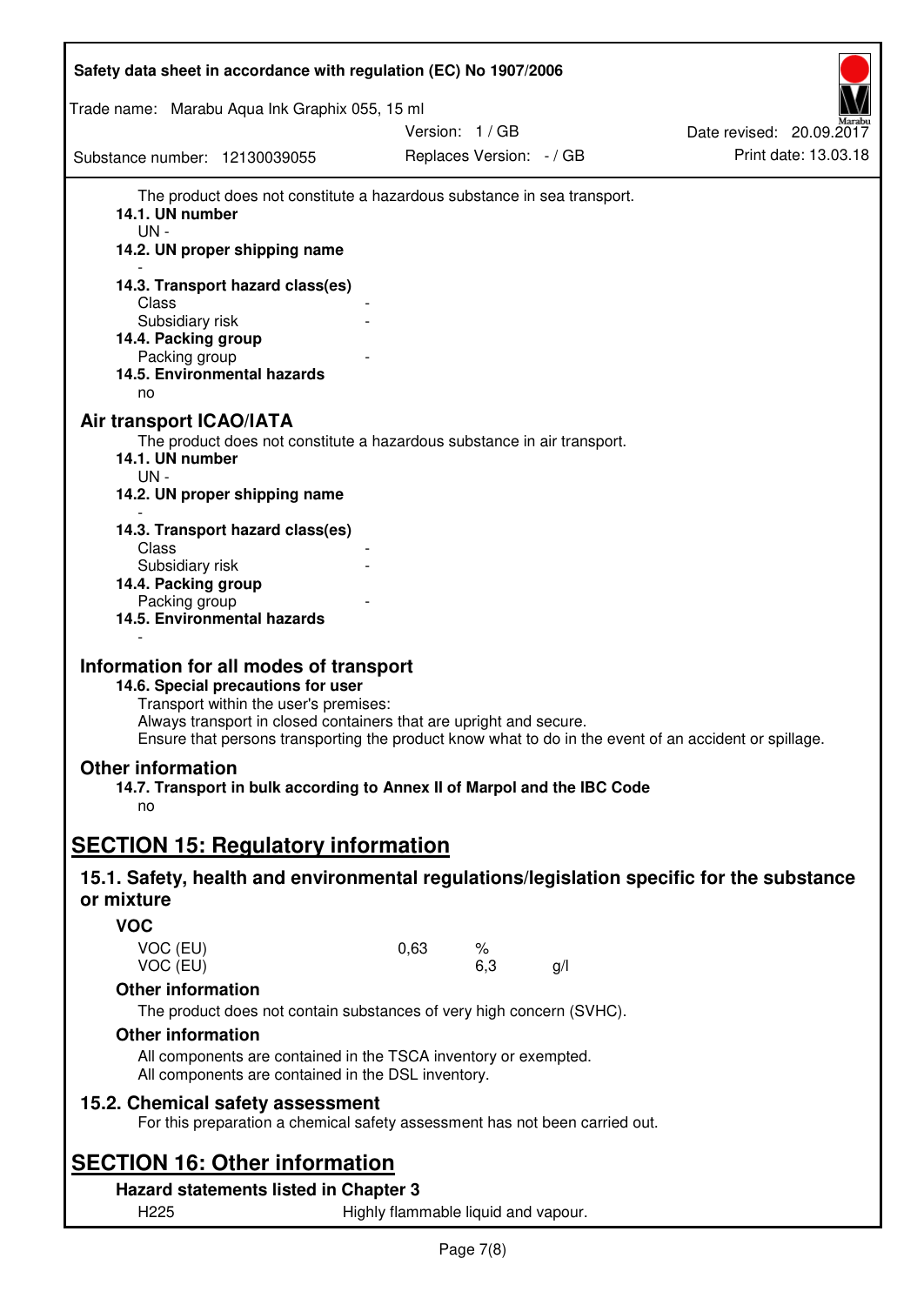The product does not constitute a hazardous substance in sea transport.

**14.1. UN number**

UN -

**14.2. UN proper shipping name**

-

**14.3. Transport hazard class(es)**

Class -

Subsidiary risk -

**14.4. Packing group**

Packing group -

**14.5. Environmental hazards**

no

## Air transport ICAO/IATA

The product does not constitute a hazardous substance in air transport.

**14.1. UN number**

UN -

**14.2. UN proper shipping name**

-

**14.3. Transport hazard class(es)**

Class -

Subsidiary risk -

**14.4. Packing group**

Packing group -

**14.5. Environmental hazards**

-

## Information for all modes of transport

**14.6. Special precautions for user**

Transport within the user's premises:
Always transport in closed containers that are upright and secure.
Ensure that persons transporting the product know what to do in the event of an accident or spillage.

## Other information

**14.7. Transport in bulk according to Annex II of Marpol and the IBC Code**

no

# SECTION 15: Regulatory information

## 15.1. Safety, health and environmental regulations/legislation specific for the substance or mixture

### VOC

| | | | |
|---|---|---|---|
| VOC (EU) | 0,63 | % | |
| VOC (EU) | | 6,3 | g/l |

### Other information

The product does not contain substances of very high concern (SVHC).

### Other information

All components are contained in the TSCA inventory or exempted.
All components are contained in the DSL inventory.

## 15.2. Chemical safety assessment

For this preparation a chemical safety assessment has not been carried out.

# SECTION 16: Other information

### Hazard statements listed in Chapter 3

H225 Highly flammable liquid and vapour.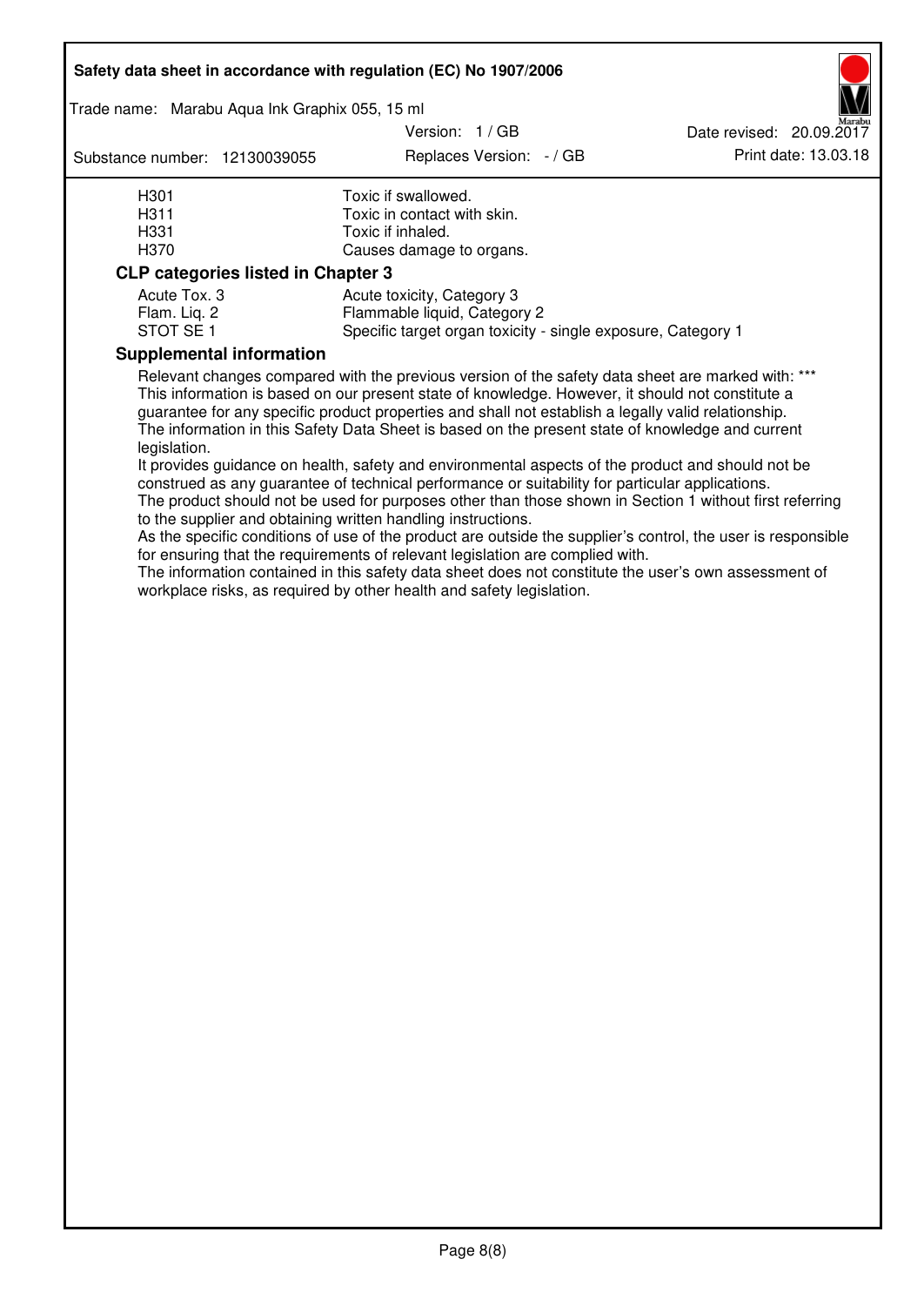| | |
|---|---|
| H301 | Toxic if swallowed. |
| H311 | Toxic in contact with skin. |
| H331 | Toxic if inhaled. |
| H370 | Causes damage to organs. |

### CLP categories listed in Chapter 3

| | |
|---|---|
| Acute Tox. 3 | Acute toxicity, Category 3 |
| Flam. Liq. 2 | Flammable liquid, Category 2 |
| STOT SE 1 | Specific target organ toxicity - single exposure, Category 1 |

### Supplemental information

Relevant changes compared with the previous version of the safety data sheet are marked with: ***
This information is based on our present state of knowledge. However, it should not constitute a guarantee for any specific product properties and shall not establish a legally valid relationship.
The information in this Safety Data Sheet is based on the present state of knowledge and current legislation.
It provides guidance on health, safety and environmental aspects of the product and should not be construed as any guarantee of technical performance or suitability for particular applications.
The product should not be used for purposes other than those shown in Section 1 without first referring to the supplier and obtaining written handling instructions.
As the specific conditions of use of the product are outside the supplier's control, the user is responsible for ensuring that the requirements of relevant legislation are complied with.
The information contained in this safety data sheet does not constitute the user's own assessment of workplace risks, as required by other health and safety legislation.